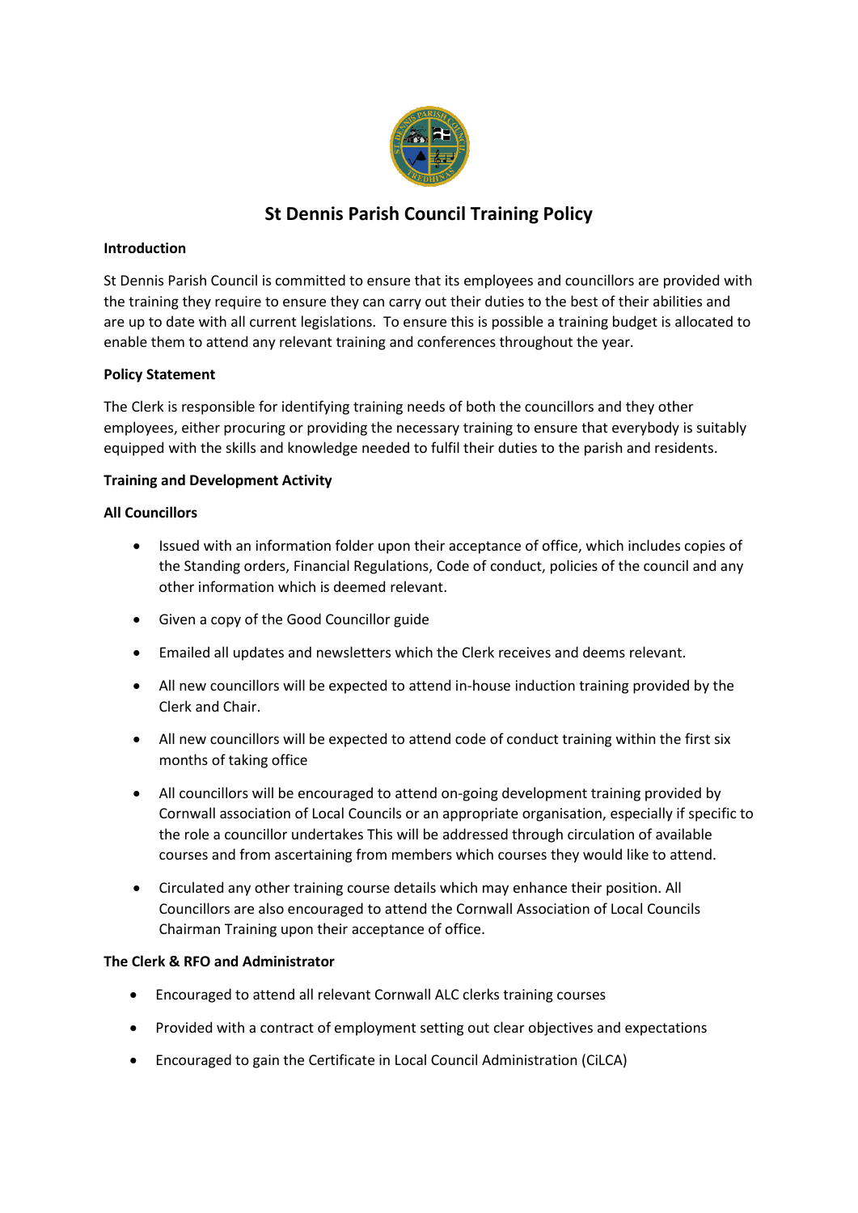# St Dennis Parish Council Training Policy

**Introduction**

St Dennis Parish Council is committed to ensure that its employees and councillors are provided with the training they require to ensure they can carry out their duties to the best of their abilities and are up to date with all current legislations. To ensure this is possible a training budget is allocated to enable them to attend any relevant training and conferences throughout the year.

**Policy Statement**

The Clerk is responsible for identifying training needs of both the councillors and they other employees, either procuring or providing the necessary training to ensure that everybody is suitably equipped with the skills and knowledge needed to fulfil their duties to the parish and residents.

**Training and Development Activity**

**All Councillors**

- Issued with an information folder upon their acceptance of office, which includes copies of the Standing orders, Financial Regulations, Code of conduct, policies of the council and any other information which is deemed relevant.
- Given a copy of the Good Councillor guide
- Emailed all updates and newsletters which the Clerk receives and deems relevant.
- All new councillors will be expected to attend in-house induction training provided by the Clerk and Chair.
- All new councillors will be expected to attend code of conduct training within the first six months of taking office
- All councillors will be encouraged to attend on-going development training provided by Cornwall association of Local Councils or an appropriate organisation, especially if specific to the role a councillor undertakes This will be addressed through circulation of available courses and from ascertaining from members which courses they would like to attend.
- Circulated any other training course details which may enhance their position. All Councillors are also encouraged to attend the Cornwall Association of Local Councils Chairman Training upon their acceptance of office.

**The Clerk & RFO and Administrator**

- Encouraged to attend all relevant Cornwall ALC clerks training courses
- Provided with a contract of employment setting out clear objectives and expectations
- Encouraged to gain the Certificate in Local Council Administration (CiLCA)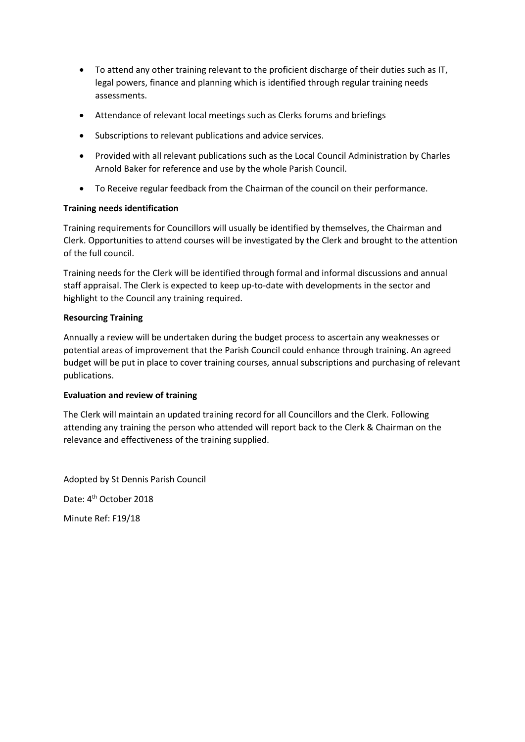- To attend any other training relevant to the proficient discharge of their duties such as IT, legal powers, finance and planning which is identified through regular training needs assessments.
- Attendance of relevant local meetings such as Clerks forums and briefings
- Subscriptions to relevant publications and advice services.
- Provided with all relevant publications such as the Local Council Administration by Charles Arnold Baker for reference and use by the whole Parish Council.
- To Receive regular feedback from the Chairman of the council on their performance.

**Training needs identification**

Training requirements for Councillors will usually be identified by themselves, the Chairman and Clerk. Opportunities to attend courses will be investigated by the Clerk and brought to the attention of the full council.

Training needs for the Clerk will be identified through formal and informal discussions and annual staff appraisal. The Clerk is expected to keep up-to-date with developments in the sector and highlight to the Council any training required.

**Resourcing Training**

Annually a review will be undertaken during the budget process to ascertain any weaknesses or potential areas of improvement that the Parish Council could enhance through training. An agreed budget will be put in place to cover training courses, annual subscriptions and purchasing of relevant publications.

**Evaluation and review of training**

The Clerk will maintain an updated training record for all Councillors and the Clerk. Following attending any training the person who attended will report back to the Clerk & Chairman on the relevance and effectiveness of the training supplied.

Adopted by St Dennis Parish Council

Date: 4th October 2018

Minute Ref: F19/18